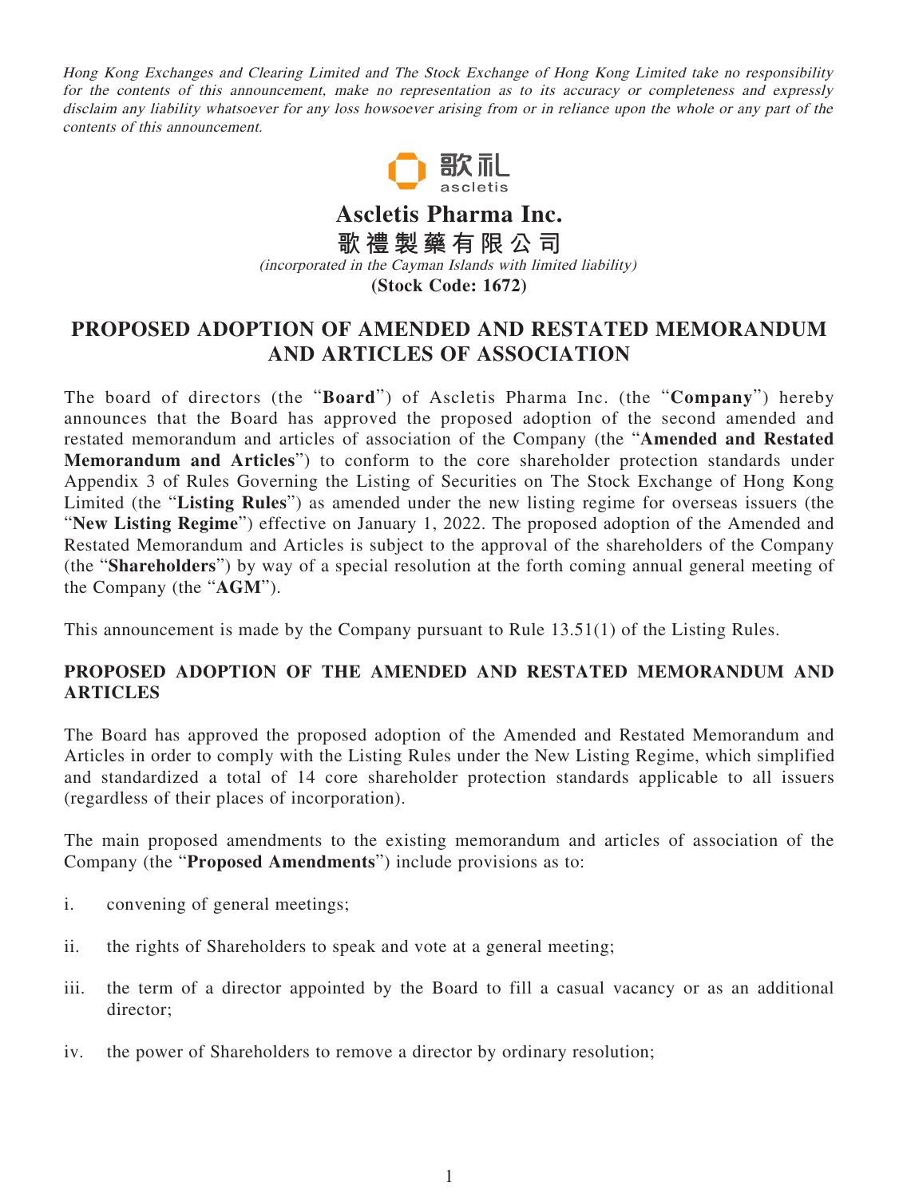*Hong Kong Exchanges and Clearing Limited and The Stock Exchange of Hong Kong Limited take no responsibility for the contents of this announcement, make no representation as to its accuracy or completeness and expressly disclaim any liability whatsoever for any loss howsoever arising from or in reliance upon the whole or any part of the contents of this announcement.*

歌禮
ascletis

# Ascletis Pharma Inc.

# 歌禮製藥有限公司

*(incorporated in the Cayman Islands with limited liability)*

**(Stock Code: 1672)**

# PROPOSED ADOPTION OF AMENDED AND RESTATED MEMORANDUM AND ARTICLES OF ASSOCIATION

The board of directors (the "**Board**") of Ascletis Pharma Inc. (the "**Company**") hereby announces that the Board has approved the proposed adoption of the second amended and restated memorandum and articles of association of the Company (the "**Amended and Restated Memorandum and Articles**") to conform to the core shareholder protection standards under Appendix 3 of Rules Governing the Listing of Securities on The Stock Exchange of Hong Kong Limited (the "**Listing Rules**") as amended under the new listing regime for overseas issuers (the "**New Listing Regime**") effective on January 1, 2022. The proposed adoption of the Amended and Restated Memorandum and Articles is subject to the approval of the shareholders of the Company (the "**Shareholders**") by way of a special resolution at the forth coming annual general meeting of the Company (the "**AGM**").

This announcement is made by the Company pursuant to Rule 13.51(1) of the Listing Rules.

## PROPOSED ADOPTION OF THE AMENDED AND RESTATED MEMORANDUM AND ARTICLES

The Board has approved the proposed adoption of the Amended and Restated Memorandum and Articles in order to comply with the Listing Rules under the New Listing Regime, which simplified and standardized a total of 14 core shareholder protection standards applicable to all issuers (regardless of their places of incorporation).

The main proposed amendments to the existing memorandum and articles of association of the Company (the "**Proposed Amendments**") include provisions as to:

i. convening of general meetings;

ii. the rights of Shareholders to speak and vote at a general meeting;

iii. the term of a director appointed by the Board to fill a casual vacancy or as an additional director;

iv. the power of Shareholders to remove a director by ordinary resolution;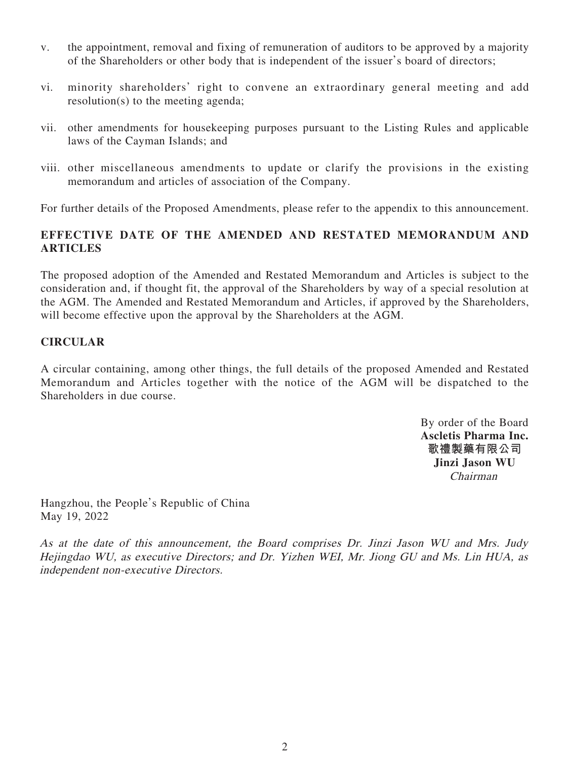v. the appointment, removal and fixing of remuneration of auditors to be approved by a majority of the Shareholders or other body that is independent of the issuer's board of directors;

vi. minority shareholders' right to convene an extraordinary general meeting and add resolution(s) to the meeting agenda;

vii. other amendments for housekeeping purposes pursuant to the Listing Rules and applicable laws of the Cayman Islands; and

viii. other miscellaneous amendments to update or clarify the provisions in the existing memorandum and articles of association of the Company.

For further details of the Proposed Amendments, please refer to the appendix to this announcement.

## EFFECTIVE DATE OF THE AMENDED AND RESTATED MEMORANDUM AND ARTICLES

The proposed adoption of the Amended and Restated Memorandum and Articles is subject to the consideration and, if thought fit, the approval of the Shareholders by way of a special resolution at the AGM. The Amended and Restated Memorandum and Articles, if approved by the Shareholders, will become effective upon the approval by the Shareholders at the AGM.

## CIRCULAR

A circular containing, among other things, the full details of the proposed Amended and Restated Memorandum and Articles together with the notice of the AGM will be dispatched to the Shareholders in due course.

By order of the Board
**Ascletis Pharma Inc.**
**歌禮製藥有限公司**
**Jinzi Jason WU**
*Chairman*

Hangzhou, the People's Republic of China
May 19, 2022

*As at the date of this announcement, the Board comprises Dr. Jinzi Jason WU and Mrs. Judy Hejingdao WU, as executive Directors; and Dr. Yizhen WEI, Mr. Jiong GU and Ms. Lin HUA, as independent non-executive Directors.*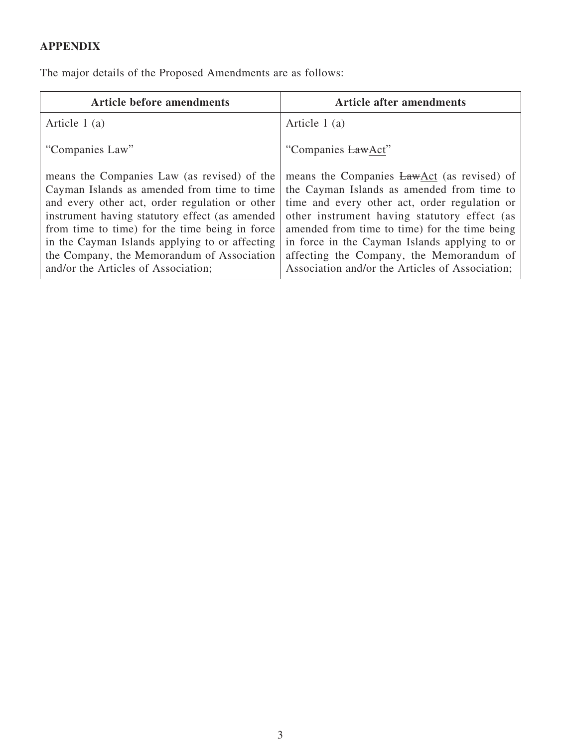**APPENDIX**

The major details of the Proposed Amendments are as follows:

| Article before amendments | Article after amendments |
|---|---|
| Article 1 (a)<br><br>"Companies Law"<br><br>means the Companies Law (as revised) of the Cayman Islands as amended from time to time and every other act, order regulation or other instrument having statutory effect (as amended from time to time) for the time being in force in the Cayman Islands applying to or affecting the Company, the Memorandum of Association and/or the Articles of Association; | Article 1 (a)<br><br>"Companies ~~Law~~<u>Act</u>"<br><br>means the Companies ~~Law~~<u>Act</u> (as revised) of the Cayman Islands as amended from time to time and every other act, order regulation or other instrument having statutory effect (as amended from time to time) for the time being in force in the Cayman Islands applying to or affecting the Company, the Memorandum of Association and/or the Articles of Association; |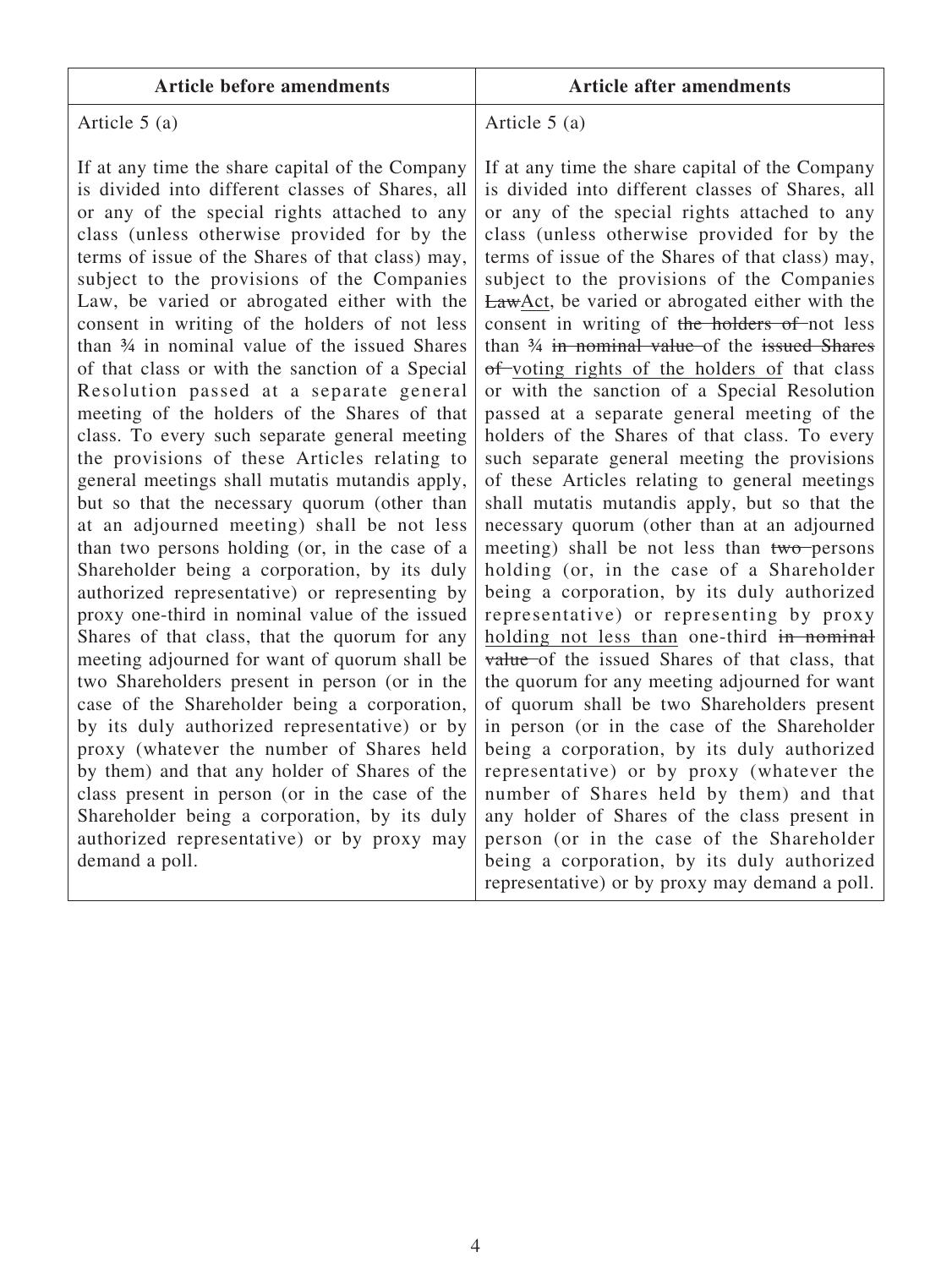| Article before amendments | Article after amendments |
|---|---|
| Article 5 (a)<br><br>If at any time the share capital of the Company is divided into different classes of Shares, all or any of the special rights attached to any class (unless otherwise provided for by the terms of issue of the Shares of that class) may, subject to the provisions of the Companies Law, be varied or abrogated either with the consent in writing of the holders of not less than ¾ in nominal value of the issued Shares of that class or with the sanction of a Special Resolution passed at a separate general meeting of the holders of the Shares of that class. To every such separate general meeting the provisions of these Articles relating to general meetings shall mutatis mutandis apply, but so that the necessary quorum (other than at an adjourned meeting) shall be not less than two persons holding (or, in the case of a Shareholder being a corporation, by its duly authorized representative) or representing by proxy one-third in nominal value of the issued Shares of that class, that the quorum for any meeting adjourned for want of quorum shall be two Shareholders present in person (or in the case of the Shareholder being a corporation, by its duly authorized representative) or by proxy (whatever the number of Shares held by them) and that any holder of Shares of the class present in person (or in the case of the Shareholder being a corporation, by its duly authorized representative) or by proxy may demand a poll. | Article 5 (a)<br><br>If at any time the share capital of the Company is divided into different classes of Shares, all or any of the special rights attached to any class (unless otherwise provided for by the terms of issue of the Shares of that class) may, subject to the provisions of the Companies ~~Law~~<u>Act</u>, be varied or abrogated either with the consent in writing of ~~the holders of~~ not less than ¾ ~~in nominal value~~ of the ~~issued Shares of~~ <u>voting rights of the holders of</u> that class or with the sanction of a Special Resolution passed at a separate general meeting of the holders of the Shares of that class. To every such separate general meeting the provisions of these Articles relating to general meetings shall mutatis mutandis apply, but so that the necessary quorum (other than at an adjourned meeting) shall be not less than ~~two~~ persons holding (or, in the case of a Shareholder being a corporation, by its duly authorized representative) or representing by proxy <u>holding not less than</u> one-third ~~in nominal value~~ of the issued Shares of that class, that the quorum for any meeting adjourned for want of quorum shall be two Shareholders present in person (or in the case of the Shareholder being a corporation, by its duly authorized representative) or by proxy (whatever the number of Shares held by them) and that any holder of Shares of the class present in person (or in the case of the Shareholder being a corporation, by its duly authorized representative) or by proxy may demand a poll. |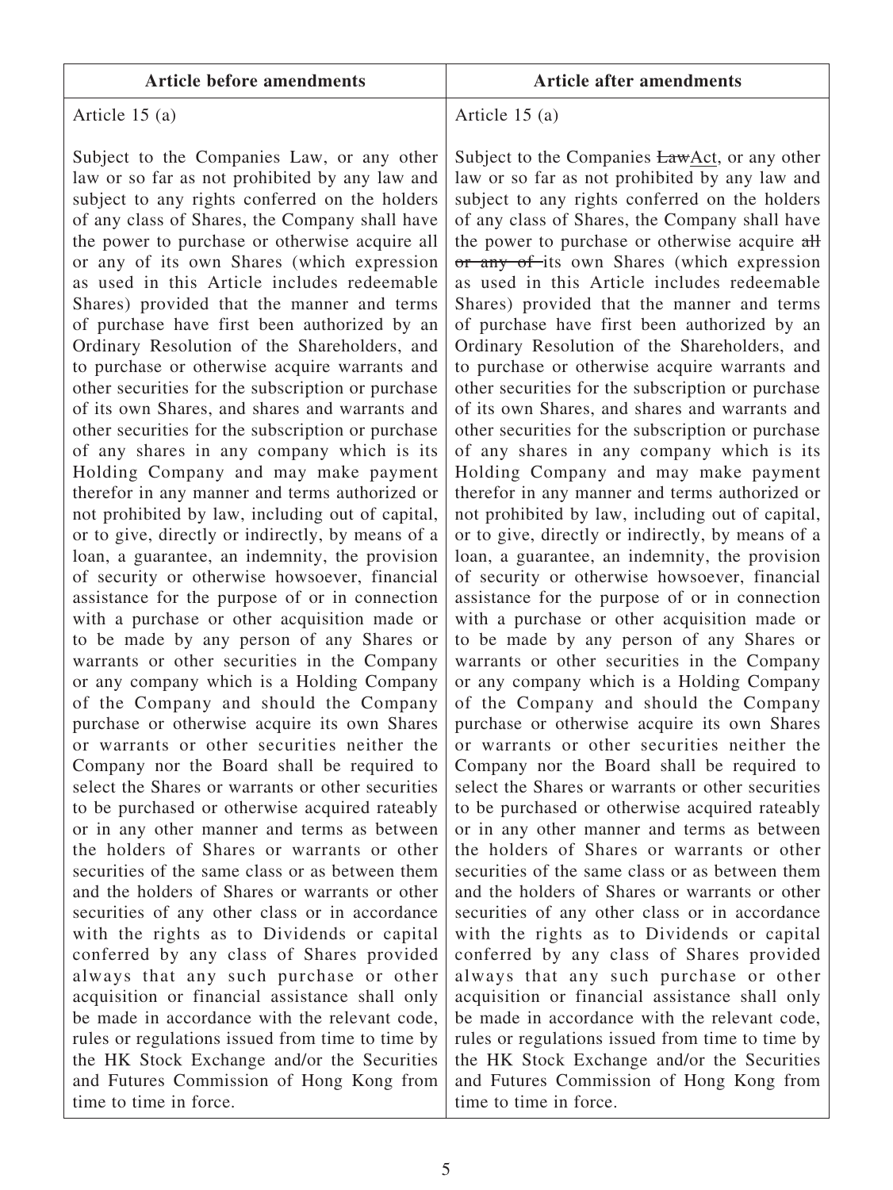| Article before amendments | Article after amendments |
|---|---|
| Article 15 (a)<br><br>Subject to the Companies Law, or any other law or so far as not prohibited by any law and subject to any rights conferred on the holders of any class of Shares, the Company shall have the power to purchase or otherwise acquire all or any of its own Shares (which expression as used in this Article includes redeemable Shares) provided that the manner and terms of purchase have first been authorized by an Ordinary Resolution of the Shareholders, and to purchase or otherwise acquire warrants and other securities for the subscription or purchase of its own Shares, and shares and warrants and other securities for the subscription or purchase of any shares in any company which is its Holding Company and may make payment therefor in any manner and terms authorized or not prohibited by law, including out of capital, or to give, directly or indirectly, by means of a loan, a guarantee, an indemnity, the provision of security or otherwise howsoever, financial assistance for the purpose of or in connection with a purchase or other acquisition made or to be made by any person of any Shares or warrants or other securities in the Company or any company which is a Holding Company of the Company and should the Company purchase or otherwise acquire its own Shares or warrants or other securities neither the Company nor the Board shall be required to select the Shares or warrants or other securities to be purchased or otherwise acquired rateably or in any other manner and terms as between the holders of Shares or warrants or other securities of the same class or as between them and the holders of Shares or warrants or other securities of any other class or in accordance with the rights as to Dividends or capital conferred by any class of Shares provided always that any such purchase or other acquisition or financial assistance shall only be made in accordance with the relevant code, rules or regulations issued from time to time by the HK Stock Exchange and/or the Securities and Futures Commission of Hong Kong from time to time in force. | Article 15 (a)<br><br>Subject to the Companies ~~Law~~Act, or any other law or so far as not prohibited by any law and subject to any rights conferred on the holders of any class of Shares, the Company shall have the power to purchase or otherwise acquire ~~all or any of~~ its own Shares (which expression as used in this Article includes redeemable Shares) provided that the manner and terms of purchase have first been authorized by an Ordinary Resolution of the Shareholders, and to purchase or otherwise acquire warrants and other securities for the subscription or purchase of its own Shares, and shares and warrants and other securities for the subscription or purchase of any shares in any company which is its Holding Company and may make payment therefor in any manner and terms authorized or not prohibited by law, including out of capital, or to give, directly or indirectly, by means of a loan, a guarantee, an indemnity, the provision of security or otherwise howsoever, financial assistance for the purpose of or in connection with a purchase or other acquisition made or to be made by any person of any Shares or warrants or other securities in the Company or any company which is a Holding Company of the Company and should the Company purchase or otherwise acquire its own Shares or warrants or other securities neither the Company nor the Board shall be required to select the Shares or warrants or other securities to be purchased or otherwise acquired rateably or in any other manner and terms as between the holders of Shares or warrants or other securities of the same class or as between them and the holders of Shares or warrants or other securities of any other class or in accordance with the rights as to Dividends or capital conferred by any class of Shares provided always that any such purchase or other acquisition or financial assistance shall only be made in accordance with the relevant code, rules or regulations issued from time to time by the HK Stock Exchange and/or the Securities and Futures Commission of Hong Kong from time to time in force. |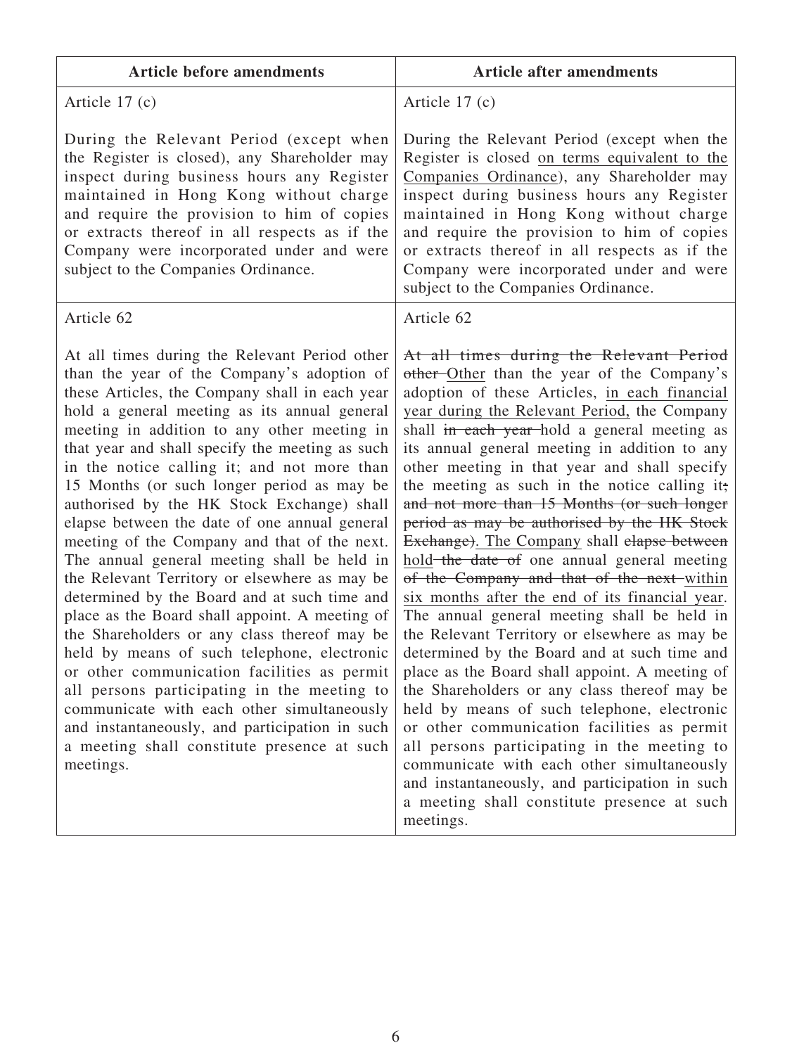| Article before amendments | Article after amendments |
|---|---|
| Article 17 (c)<br><br>During the Relevant Period (except when the Register is closed), any Shareholder may inspect during business hours any Register maintained in Hong Kong without charge and require the provision to him of copies or extracts thereof in all respects as if the Company were incorporated under and were subject to the Companies Ordinance. | Article 17 (c)<br><br>During the Relevant Period (except when the Register is closed <u>on terms equivalent to the Companies Ordinance</u>), any Shareholder may inspect during business hours any Register maintained in Hong Kong without charge and require the provision to him of copies or extracts thereof in all respects as if the Company were incorporated under and were subject to the Companies Ordinance. |
| Article 62<br><br>At all times during the Relevant Period other than the year of the Company's adoption of these Articles, the Company shall in each year hold a general meeting as its annual general meeting in addition to any other meeting in that year and shall specify the meeting as such in the notice calling it; and not more than 15 Months (or such longer period as may be authorised by the HK Stock Exchange) shall elapse between the date of one annual general meeting of the Company and that of the next. The annual general meeting shall be held in the Relevant Territory or elsewhere as may be determined by the Board and at such time and place as the Board shall appoint. A meeting of the Shareholders or any class thereof may be held by means of such telephone, electronic or other communication facilities as permit all persons participating in the meeting to communicate with each other simultaneously and instantaneously, and participation in such a meeting shall constitute presence at such meetings. | Article 62<br><br>~~At all times during the Relevant Period other~~ <u>Other</u> than the year of the Company's adoption of these Articles, <u>in each financial year during the Relevant Period,</u> the Company shall ~~in each year~~ hold a general meeting as its annual general meeting in addition to any other meeting in that year and shall specify the meeting as such in the notice calling it~~; and not more than 15 Months (or such longer period as may be authorised by the HK Stock Exchange)~~<u>. The Company</u> shall ~~elapse between~~ <u>hold</u> ~~the date of~~ one annual general meeting ~~of the Company and that of the next~~ <u>within six months after the end of its financial year</u>. The annual general meeting shall be held in the Relevant Territory or elsewhere as may be determined by the Board and at such time and place as the Board shall appoint. A meeting of the Shareholders or any class thereof may be held by means of such telephone, electronic or other communication facilities as permit all persons participating in the meeting to communicate with each other simultaneously and instantaneously, and participation in such a meeting shall constitute presence at such meetings. |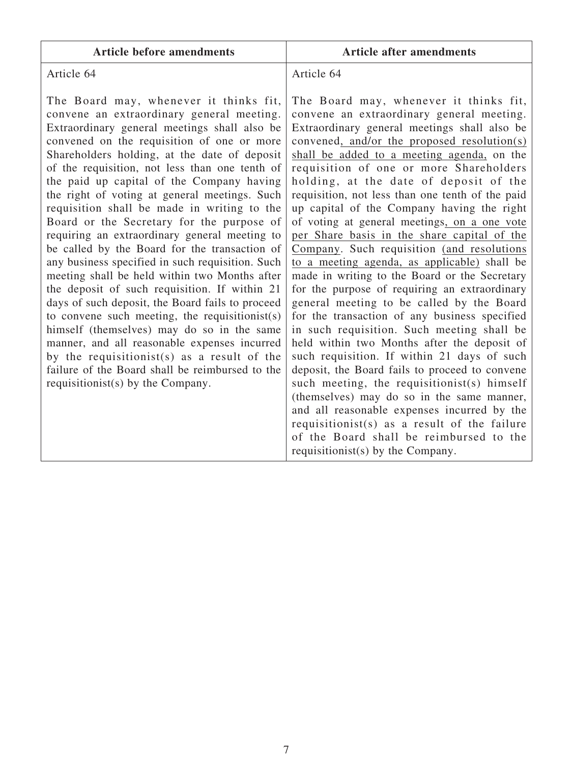| Article before amendments | Article after amendments |
|---|---|
| Article 64<br><br>The Board may, whenever it thinks fit, convene an extraordinary general meeting. Extraordinary general meetings shall also be convened on the requisition of one or more Shareholders holding, at the date of deposit of the requisition, not less than one tenth of the paid up capital of the Company having the right of voting at general meetings. Such requisition shall be made in writing to the Board or the Secretary for the purpose of requiring an extraordinary general meeting to be called by the Board for the transaction of any business specified in such requisition. Such meeting shall be held within two Months after the deposit of such requisition. If within 21 days of such deposit, the Board fails to proceed to convene such meeting, the requisitionist(s) himself (themselves) may do so in the same manner, and all reasonable expenses incurred by the requisitionist(s) as a result of the failure of the Board shall be reimbursed to the requisitionist(s) by the Company. | Article 64<br><br>The Board may, whenever it thinks fit, convene an extraordinary general meeting. Extraordinary general meetings shall also be convened<u>, and/or the proposed resolution(s) shall be added to a meeting agenda,</u> on the requisition of one or more Shareholders holding, at the date of deposit of the requisition, not less than one tenth of the paid up capital of the Company having the right of voting at general meetings<u>, on a one vote per Share basis in the share capital of the Company</u>. Such requisition <u>(and resolutions to a meeting agenda, as applicable)</u> shall be made in writing to the Board or the Secretary for the purpose of requiring an extraordinary general meeting to be called by the Board for the transaction of any business specified in such requisition. Such meeting shall be held within two Months after the deposit of such requisition. If within 21 days of such deposit, the Board fails to proceed to convene such meeting, the requisitionist(s) himself (themselves) may do so in the same manner, and all reasonable expenses incurred by the requisitionist(s) as a result of the failure of the Board shall be reimbursed to the requisitionist(s) by the Company. |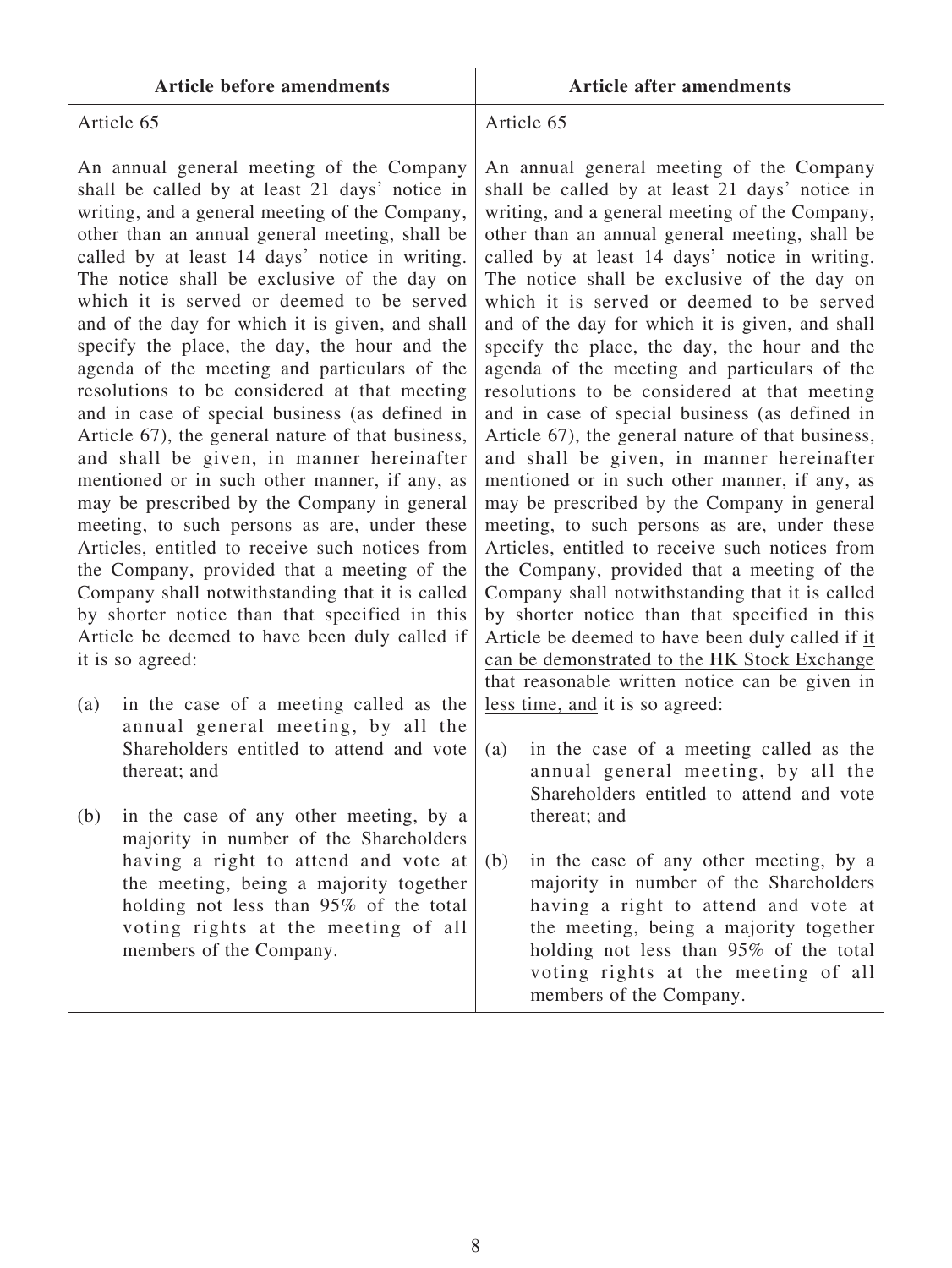| Article before amendments | Article after amendments |
|---|---|
| Article 65<br><br>An annual general meeting of the Company shall be called by at least 21 days' notice in writing, and a general meeting of the Company, other than an annual general meeting, shall be called by at least 14 days' notice in writing. The notice shall be exclusive of the day on which it is served or deemed to be served and of the day for which it is given, and shall specify the place, the day, the hour and the agenda of the meeting and particulars of the resolutions to be considered at that meeting and in case of special business (as defined in Article 67), the general nature of that business, and shall be given, in manner hereinafter mentioned or in such other manner, if any, as may be prescribed by the Company in general meeting, to such persons as are, under these Articles, entitled to receive such notices from the Company, provided that a meeting of the Company shall notwithstanding that it is called by shorter notice than that specified in this Article be deemed to have been duly called if it is so agreed:<br><br>(a) in the case of a meeting called as the annual general meeting, by all the Shareholders entitled to attend and vote thereat; and<br><br>(b) in the case of any other meeting, by a majority in number of the Shareholders having a right to attend and vote at the meeting, being a majority together holding not less than 95% of the total voting rights at the meeting of all members of the Company. | Article 65<br><br>An annual general meeting of the Company shall be called by at least 21 days' notice in writing, and a general meeting of the Company, other than an annual general meeting, shall be called by at least 14 days' notice in writing. The notice shall be exclusive of the day on which it is served or deemed to be served and of the day for which it is given, and shall specify the place, the day, the hour and the agenda of the meeting and particulars of the resolutions to be considered at that meeting and in case of special business (as defined in Article 67), the general nature of that business, and shall be given, in manner hereinafter mentioned or in such other manner, if any, as may be prescribed by the Company in general meeting, to such persons as are, under these Articles, entitled to receive such notices from the Company, provided that a meeting of the Company shall notwithstanding that it is called by shorter notice than that specified in this Article be deemed to have been duly called if <u>it can be demonstrated to the HK Stock Exchange that reasonable written notice can be given in less time, and</u> it is so agreed:<br><br>(a) in the case of a meeting called as the annual general meeting, by all the Shareholders entitled to attend and vote thereat; and<br><br>(b) in the case of any other meeting, by a majority in number of the Shareholders having a right to attend and vote at the meeting, being a majority together holding not less than 95% of the total voting rights at the meeting of all members of the Company. |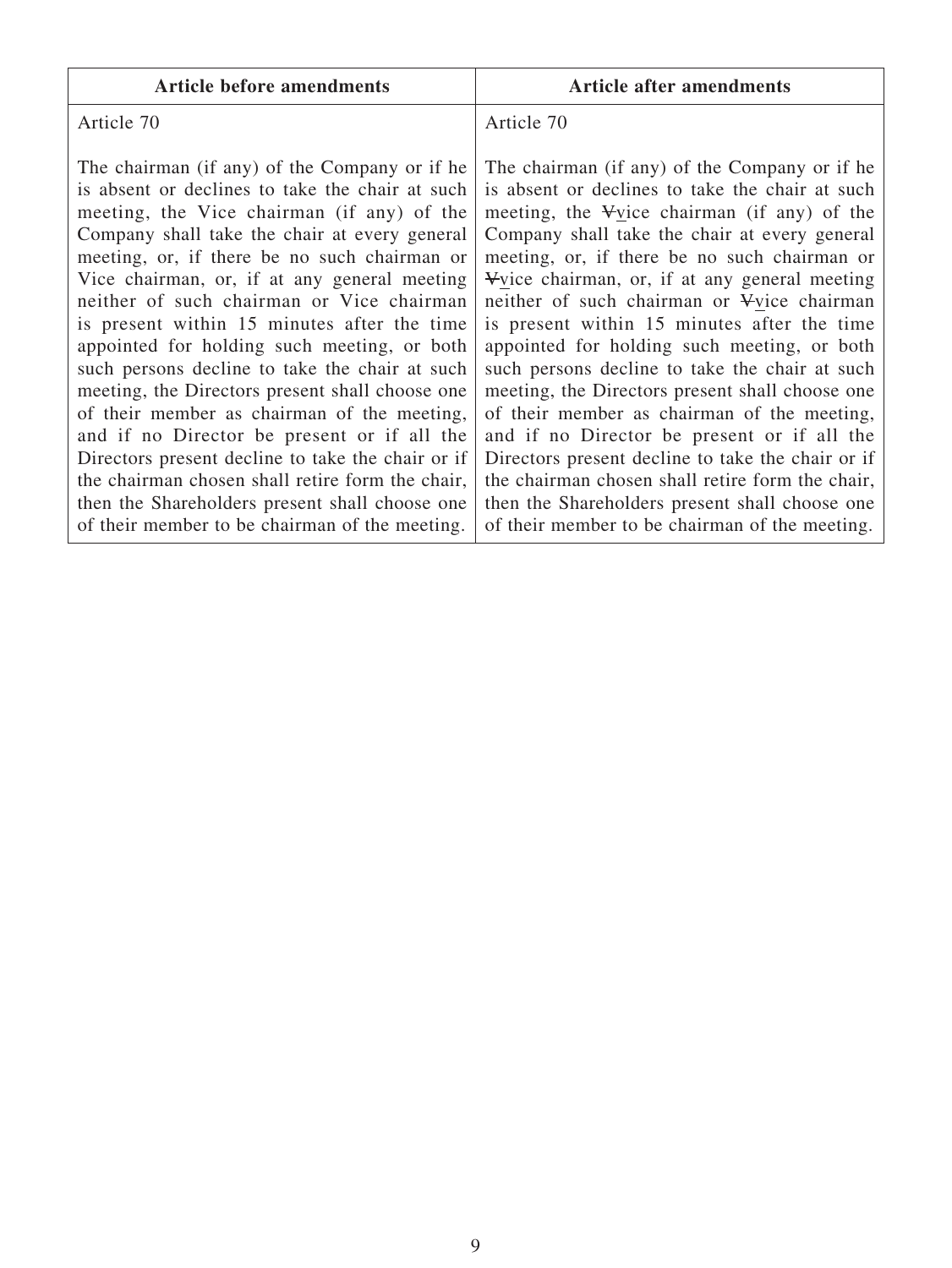| Article before amendments | Article after amendments |
|---|---|
| Article 70<br><br>The chairman (if any) of the Company or if he is absent or declines to take the chair at such meeting, the Vice chairman (if any) of the Company shall take the chair at every general meeting, or, if there be no such chairman or Vice chairman, or, if at any general meeting neither of such chairman or Vice chairman is present within 15 minutes after the time appointed for holding such meeting, or both such persons decline to take the chair at such meeting, the Directors present shall choose one of their member as chairman of the meeting, and if no Director be present or if all the Directors present decline to take the chair or if the chairman chosen shall retire form the chair, then the Shareholders present shall choose one of their member to be chairman of the meeting. | Article 70<br><br>The chairman (if any) of the Company or if he is absent or declines to take the chair at such meeting, the ~~V~~<u>v</u>ice chairman (if any) of the Company shall take the chair at every general meeting, or, if there be no such chairman or ~~V~~<u>v</u>ice chairman, or, if at any general meeting neither of such chairman or ~~V~~<u>v</u>ice chairman is present within 15 minutes after the time appointed for holding such meeting, or both such persons decline to take the chair at such meeting, the Directors present shall choose one of their member as chairman of the meeting, and if no Director be present or if all the Directors present decline to take the chair or if the chairman chosen shall retire form the chair, then the Shareholders present shall choose one of their member to be chairman of the meeting. |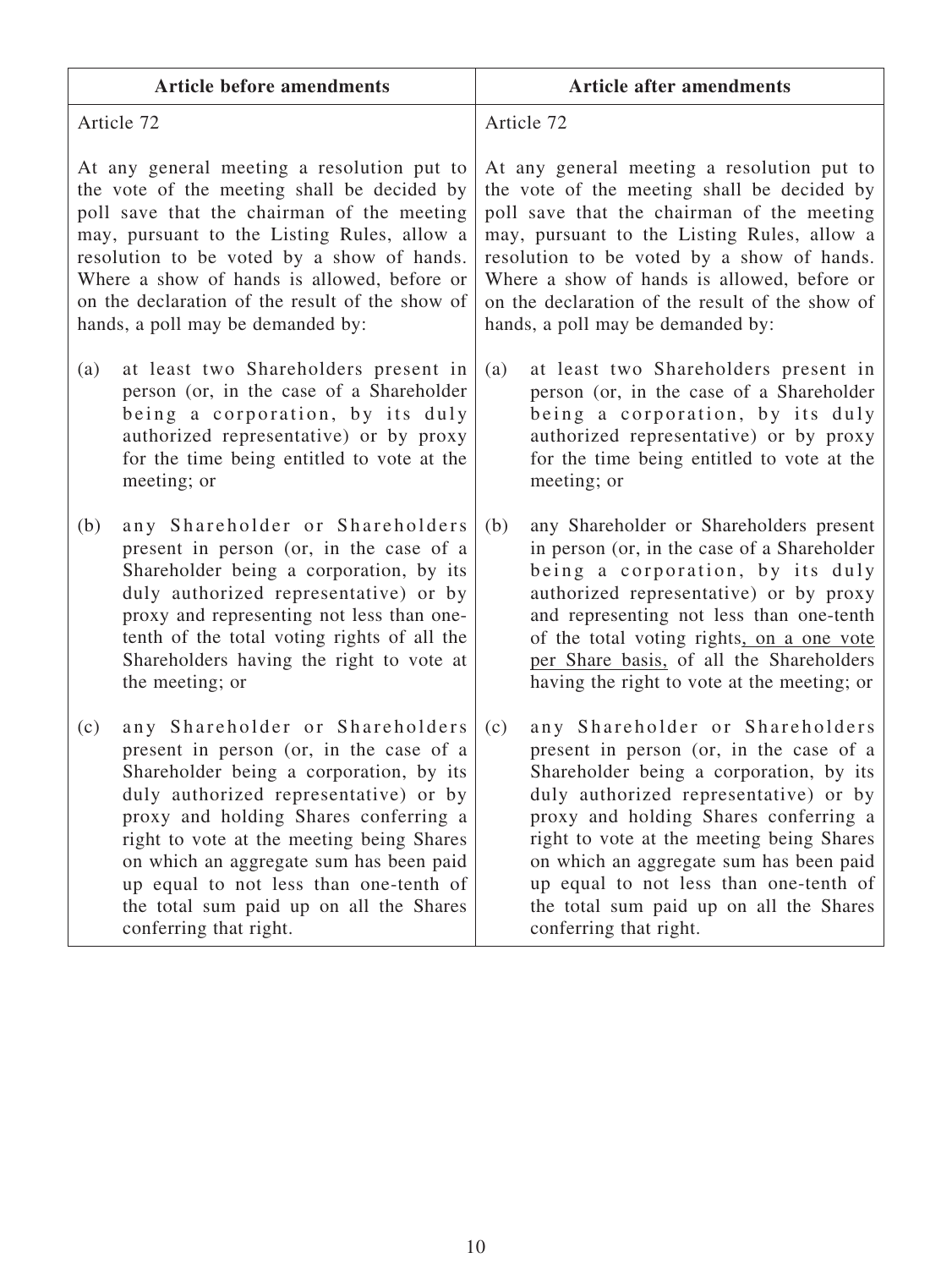| Article before amendments | Article after amendments |
|---|---|
| Article 72<br><br>At any general meeting a resolution put to the vote of the meeting shall be decided by poll save that the chairman of the meeting may, pursuant to the Listing Rules, allow a resolution to be voted by a show of hands. Where a show of hands is allowed, before or on the declaration of the result of the show of hands, a poll may be demanded by:<br><br>(a) at least two Shareholders present in person (or, in the case of a Shareholder being a corporation, by its duly authorized representative) or by proxy for the time being entitled to vote at the meeting; or<br><br>(b) any Shareholder or Shareholders present in person (or, in the case of a Shareholder being a corporation, by its duly authorized representative) or by proxy and representing not less than one-tenth of the total voting rights of all the Shareholders having the right to vote at the meeting; or<br><br>(c) any Shareholder or Shareholders present in person (or, in the case of a Shareholder being a corporation, by its duly authorized representative) or by proxy and holding Shares conferring a right to vote at the meeting being Shares on which an aggregate sum has been paid up equal to not less than one-tenth of the total sum paid up on all the Shares conferring that right. | Article 72<br><br>At any general meeting a resolution put to the vote of the meeting shall be decided by poll save that the chairman of the meeting may, pursuant to the Listing Rules, allow a resolution to be voted by a show of hands. Where a show of hands is allowed, before or on the declaration of the result of the show of hands, a poll may be demanded by:<br><br>(a) at least two Shareholders present in person (or, in the case of a Shareholder being a corporation, by its duly authorized representative) or by proxy for the time being entitled to vote at the meeting; or<br><br>(b) any Shareholder or Shareholders present in person (or, in the case of a Shareholder being a corporation, by its duly authorized representative) or by proxy and representing not less than one-tenth of the total voting rights<u>, on a one vote per Share basis,</u> of all the Shareholders having the right to vote at the meeting; or<br><br>(c) any Shareholder or Shareholders present in person (or, in the case of a Shareholder being a corporation, by its duly authorized representative) or by proxy and holding Shares conferring a right to vote at the meeting being Shares on which an aggregate sum has been paid up equal to not less than one-tenth of the total sum paid up on all the Shares conferring that right. |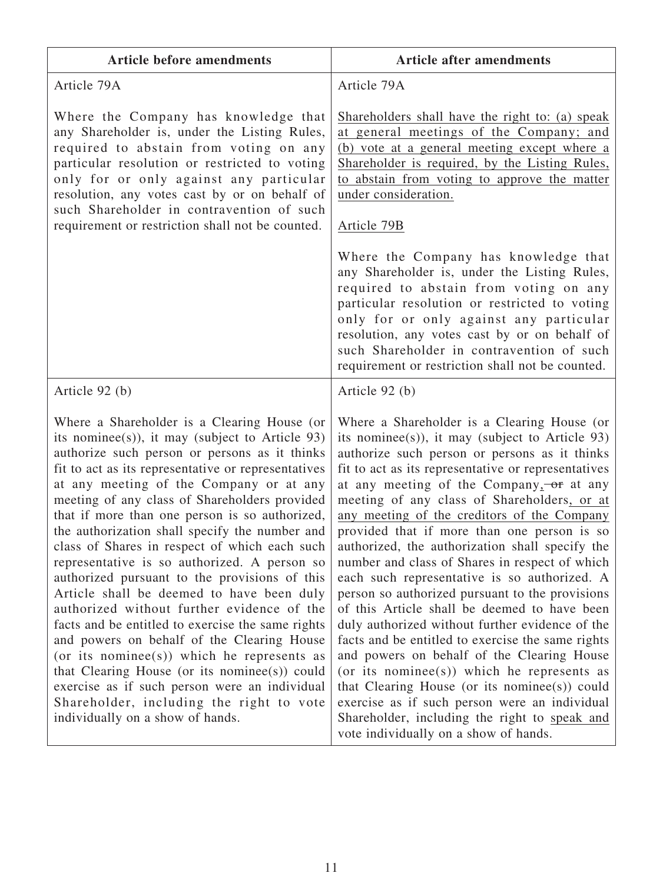| Article before amendments | Article after amendments |
|---|---|
| Article 79A<br><br>Where the Company has knowledge that any Shareholder is, under the Listing Rules, required to abstain from voting on any particular resolution or restricted to voting only for or only against any particular resolution, any votes cast by or on behalf of such Shareholder in contravention of such requirement or restriction shall not be counted. | Article 79A<br><br><u>Shareholders shall have the right to: (a) speak at general meetings of the Company; and (b) vote at a general meeting except where a Shareholder is required, by the Listing Rules, to abstain from voting to approve the matter under consideration.</u><br><br><u>Article 79B</u><br><br>Where the Company has knowledge that any Shareholder is, under the Listing Rules, required to abstain from voting on any particular resolution or restricted to voting only for or only against any particular resolution, any votes cast by or on behalf of such Shareholder in contravention of such requirement or restriction shall not be counted. |
| Article 92 (b)<br><br>Where a Shareholder is a Clearing House (or its nominee(s)), it may (subject to Article 93) authorize such person or persons as it thinks fit to act as its representative or representatives at any meeting of the Company or at any meeting of any class of Shareholders provided that if more than one person is so authorized, the authorization shall specify the number and class of Shares in respect of which each such representative is so authorized. A person so authorized pursuant to the provisions of this Article shall be deemed to have been duly authorized without further evidence of the facts and be entitled to exercise the same rights and powers on behalf of the Clearing House (or its nominee(s)) which he represents as that Clearing House (or its nominee(s)) could exercise as if such person were an individual Shareholder, including the right to vote individually on a show of hands. | Article 92 (b)<br><br>Where a Shareholder is a Clearing House (or its nominee(s)), it may (subject to Article 93) authorize such person or persons as it thinks fit to act as its representative or representatives at any meeting of the Company<u>,</u> ~~or~~ at any meeting of any class of Shareholders<u>, or at any meeting of the creditors of the Company</u> provided that if more than one person is so authorized, the authorization shall specify the number and class of Shares in respect of which each such representative is so authorized. A person so authorized pursuant to the provisions of this Article shall be deemed to have been duly authorized without further evidence of the facts and be entitled to exercise the same rights and powers on behalf of the Clearing House (or its nominee(s)) which he represents as that Clearing House (or its nominee(s)) could exercise as if such person were an individual Shareholder, including the right to <u>speak and</u> vote individually on a show of hands. |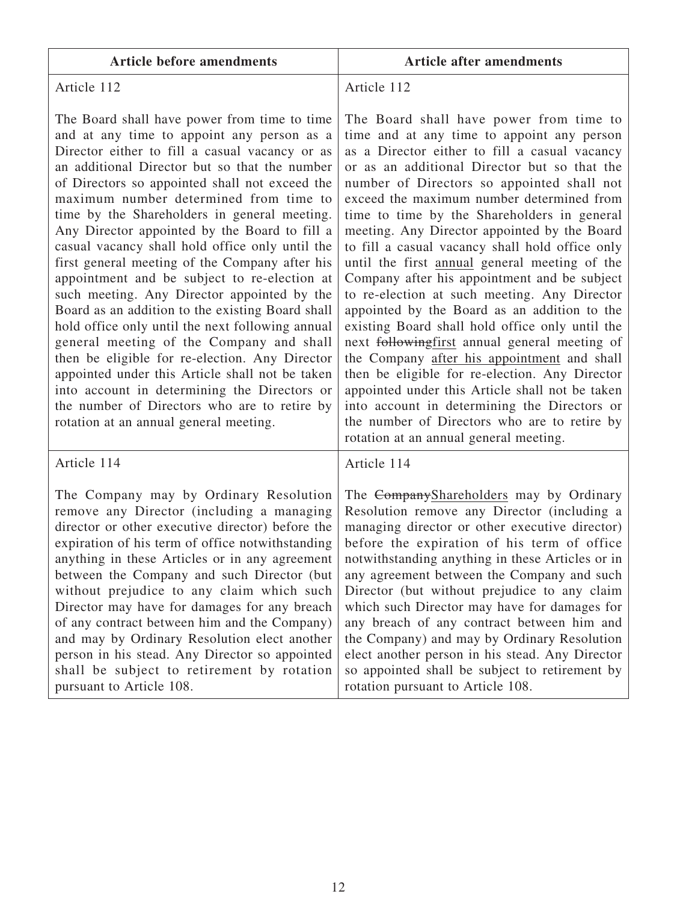| Article before amendments | Article after amendments |
|---|---|
| Article 112<br><br>The Board shall have power from time to time and at any time to appoint any person as a Director either to fill a casual vacancy or as an additional Director but so that the number of Directors so appointed shall not exceed the maximum number determined from time to time by the Shareholders in general meeting. Any Director appointed by the Board to fill a casual vacancy shall hold office only until the first general meeting of the Company after his appointment and be subject to re-election at such meeting. Any Director appointed by the Board as an addition to the existing Board shall hold office only until the next following annual general meeting of the Company and shall then be eligible for re-election. Any Director appointed under this Article shall not be taken into account in determining the Directors or the number of Directors who are to retire by rotation at an annual general meeting. | Article 112<br><br>The Board shall have power from time to time and at any time to appoint any person as a Director either to fill a casual vacancy or as an additional Director but so that the number of Directors so appointed shall not exceed the maximum number determined from time to time by the Shareholders in general meeting. Any Director appointed by the Board to fill a casual vacancy shall hold office only until the first <u>annual</u> general meeting of the Company after his appointment and be subject to re-election at such meeting. Any Director appointed by the Board as an addition to the existing Board shall hold office only until the next ~~following~~<u>first</u> annual general meeting of the Company <u>after his appointment</u> and shall then be eligible for re-election. Any Director appointed under this Article shall not be taken into account in determining the Directors or the number of Directors who are to retire by rotation at an annual general meeting. |
| Article 114<br><br>The Company may by Ordinary Resolution remove any Director (including a managing director or other executive director) before the expiration of his term of office notwithstanding anything in these Articles or in any agreement between the Company and such Director (but without prejudice to any claim which such Director may have for damages for any breach of any contract between him and the Company) and may by Ordinary Resolution elect another person in his stead. Any Director so appointed shall be subject to retirement by rotation pursuant to Article 108. | Article 114<br><br>The ~~Company~~<u>Shareholders</u> may by Ordinary Resolution remove any Director (including a managing director or other executive director) before the expiration of his term of office notwithstanding anything in these Articles or in any agreement between the Company and such Director (but without prejudice to any claim which such Director may have for damages for any breach of any contract between him and the Company) and may by Ordinary Resolution elect another person in his stead. Any Director so appointed shall be subject to retirement by rotation pursuant to Article 108. |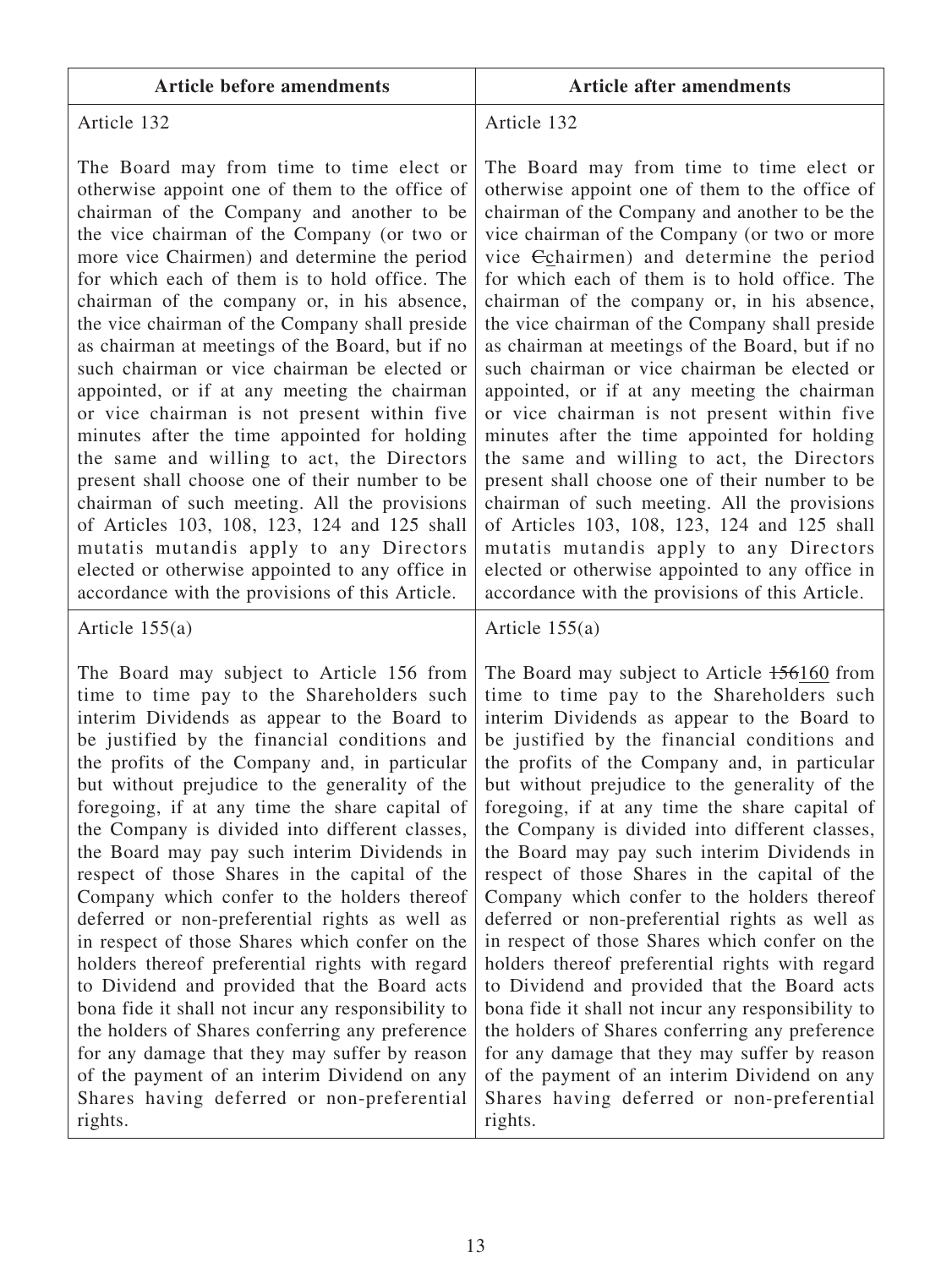| Article before amendments | Article after amendments |
|---|---|
| Article 132<br><br>The Board may from time to time elect or otherwise appoint one of them to the office of chairman of the Company and another to be the vice chairman of the Company (or two or more vice Chairmen) and determine the period for which each of them is to hold office. The chairman of the company or, in his absence, the vice chairman of the Company shall preside as chairman at meetings of the Board, but if no such chairman or vice chairman be elected or appointed, or if at any meeting the chairman or vice chairman is not present within five minutes after the time appointed for holding the same and willing to act, the Directors present shall choose one of their number to be chairman of such meeting. All the provisions of Articles 103, 108, 123, 124 and 125 shall mutatis mutandis apply to any Directors elected or otherwise appointed to any office in accordance with the provisions of this Article. | Article 132<br><br>The Board may from time to time elect or otherwise appoint one of them to the office of chairman of the Company and another to be the vice chairman of the Company (or two or more vice ~~C~~<u>c</u>hairmen) and determine the period for which each of them is to hold office. The chairman of the company or, in his absence, the vice chairman of the Company shall preside as chairman at meetings of the Board, but if no such chairman or vice chairman be elected or appointed, or if at any meeting the chairman or vice chairman is not present within five minutes after the time appointed for holding the same and willing to act, the Directors present shall choose one of their number to be chairman of such meeting. All the provisions of Articles 103, 108, 123, 124 and 125 shall mutatis mutandis apply to any Directors elected or otherwise appointed to any office in accordance with the provisions of this Article. |
| Article 155(a)<br><br>The Board may subject to Article 156 from time to time pay to the Shareholders such interim Dividends as appear to the Board to be justified by the financial conditions and the profits of the Company and, in particular but without prejudice to the generality of the foregoing, if at any time the share capital of the Company is divided into different classes, the Board may pay such interim Dividends in respect of those Shares in the capital of the Company which confer to the holders thereof deferred or non-preferential rights as well as in respect of those Shares which confer on the holders thereof preferential rights with regard to Dividend and provided that the Board acts bona fide it shall not incur any responsibility to the holders of Shares conferring any preference for any damage that they may suffer by reason of the payment of an interim Dividend on any Shares having deferred or non-preferential rights. | Article 155(a)<br><br>The Board may subject to Article ~~156~~<u>160</u> from time to time pay to the Shareholders such interim Dividends as appear to the Board to be justified by the financial conditions and the profits of the Company and, in particular but without prejudice to the generality of the foregoing, if at any time the share capital of the Company is divided into different classes, the Board may pay such interim Dividends in respect of those Shares in the capital of the Company which confer to the holders thereof deferred or non-preferential rights as well as in respect of those Shares which confer on the holders thereof preferential rights with regard to Dividend and provided that the Board acts bona fide it shall not incur any responsibility to the holders of Shares conferring any preference for any damage that they may suffer by reason of the payment of an interim Dividend on any Shares having deferred or non-preferential rights. |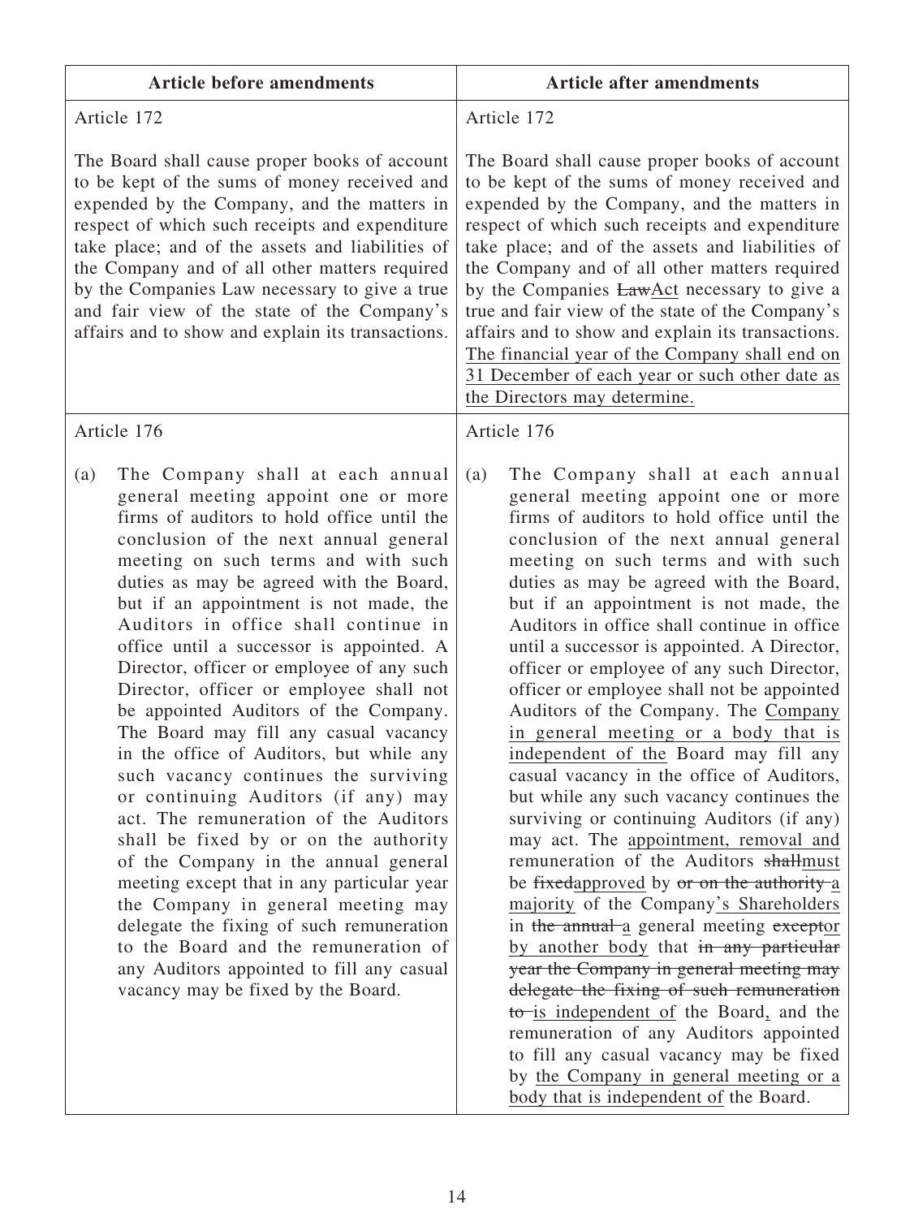| Article before amendments | Article after amendments |
|---|---|
| Article 172<br><br>The Board shall cause proper books of account to be kept of the sums of money received and expended by the Company, and the matters in respect of which such receipts and expenditure take place; and of the assets and liabilities of the Company and of all other matters required by the Companies Law necessary to give a true and fair view of the state of the Company's affairs and to show and explain its transactions. | Article 172<br><br>The Board shall cause proper books of account to be kept of the sums of money received and expended by the Company, and the matters in respect of which such receipts and expenditure take place; and of the assets and liabilities of the Company and of all other matters required by the Companies ~~Law~~<u>Act</u> necessary to give a true and fair view of the state of the Company's affairs and to show and explain its transactions. <u>The financial year of the Company shall end on 31 December of each year or such other date as the Directors may determine.</u> |
| Article 176<br><br>(a) The Company shall at each annual general meeting appoint one or more firms of auditors to hold office until the conclusion of the next annual general meeting on such terms and with such duties as may be agreed with the Board, but if an appointment is not made, the Auditors in office shall continue in office until a successor is appointed. A Director, officer or employee of any such Director, officer or employee shall not be appointed Auditors of the Company. The Board may fill any casual vacancy in the office of Auditors, but while any such vacancy continues the surviving or continuing Auditors (if any) may act. The remuneration of the Auditors shall be fixed by or on the authority of the Company in the annual general meeting except that in any particular year the Company in general meeting may delegate the fixing of such remuneration to the Board and the remuneration of any Auditors appointed to fill any casual vacancy may be fixed by the Board. | Article 176<br><br>(a) The Company shall at each annual general meeting appoint one or more firms of auditors to hold office until the conclusion of the next annual general meeting on such terms and with such duties as may be agreed with the Board, but if an appointment is not made, the Auditors in office shall continue in office until a successor is appointed. A Director, officer or employee of any such Director, officer or employee shall not be appointed Auditors of the Company. The <u>Company in general meeting or a body that is independent of the</u> Board may fill any casual vacancy in the office of Auditors, but while any such vacancy continues the surviving or continuing Auditors (if any) may act. The <u>appointment, removal and</u> remuneration of the Auditors ~~shall~~<u>must</u> be ~~fixed~~<u>approved</u> by ~~or on the authority~~ <u>a majority</u> of the Company<u>'s Shareholders</u> in ~~the annual~~ <u>a</u> general meeting ~~except~~<u>or by another body</u> that ~~in any particular year the Company in general meeting may delegate the fixing of such remuneration to~~ <u>is independent of</u> the Board<u>,</u> and the remuneration of any Auditors appointed to fill any casual vacancy may be fixed by <u>the Company in general meeting or a body that is independent of</u> the Board. |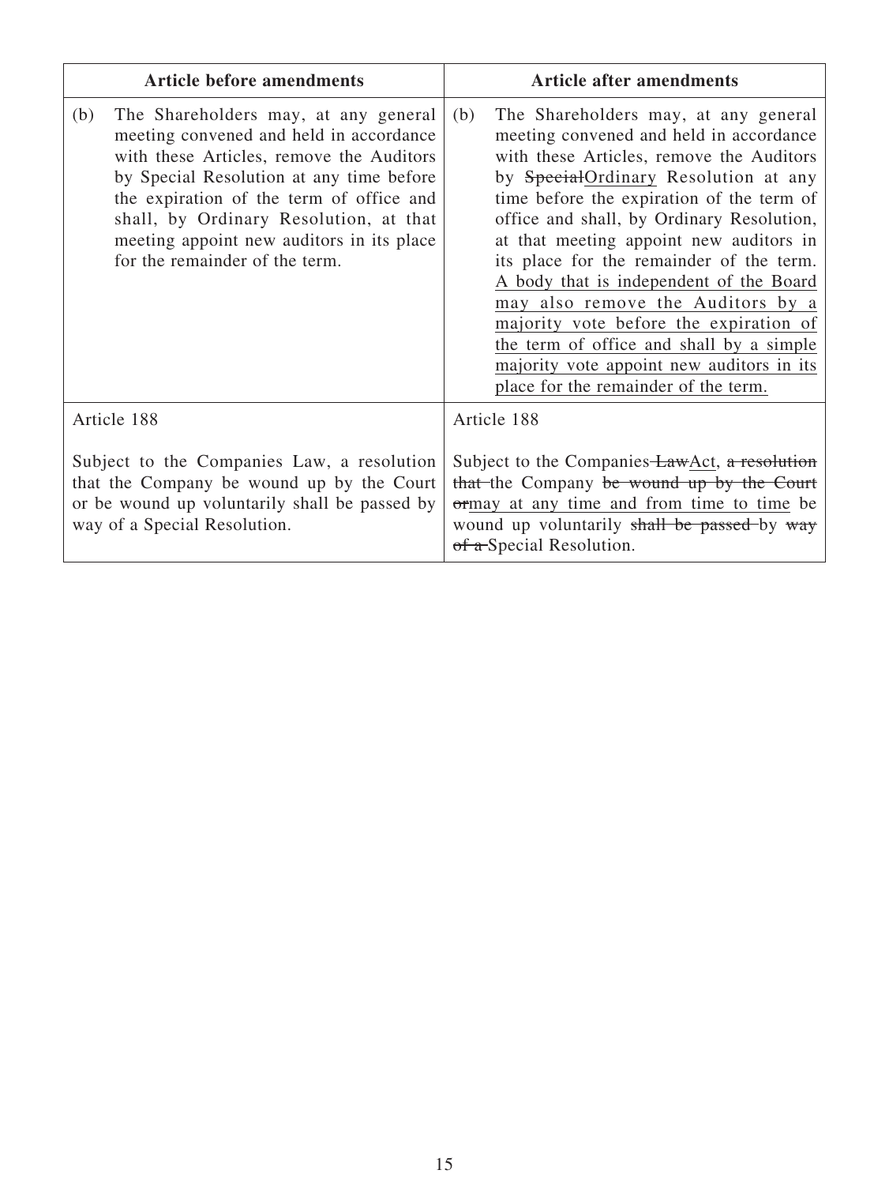| Article before amendments | Article after amendments |
| --- | --- |
| (b) The Shareholders may, at any general meeting convened and held in accordance with these Articles, remove the Auditors by Special Resolution at any time before the expiration of the term of office and shall, by Ordinary Resolution, at that meeting appoint new auditors in its place for the remainder of the term. | (b) The Shareholders may, at any general meeting convened and held in accordance with these Articles, remove the Auditors by ~~Special~~Ordinary Resolution at any time before the expiration of the term of office and shall, by Ordinary Resolution, at that meeting appoint new auditors in its place for the remainder of the term. A body that is independent of the Board may also remove the Auditors by a majority vote before the expiration of the term of office and shall by a simple majority vote appoint new auditors in its place for the remainder of the term. |
| Article 188<br><br>Subject to the Companies Law, a resolution that the Company be wound up by the Court or be wound up voluntarily shall be passed by way of a Special Resolution. | Article 188<br><br>Subject to the Companies ~~Law~~Act, ~~a resolution that~~ the Company ~~be wound up by the Court or~~may at any time and from time to time be wound up voluntarily ~~shall be passed~~ by ~~way of a~~ Special Resolution. |